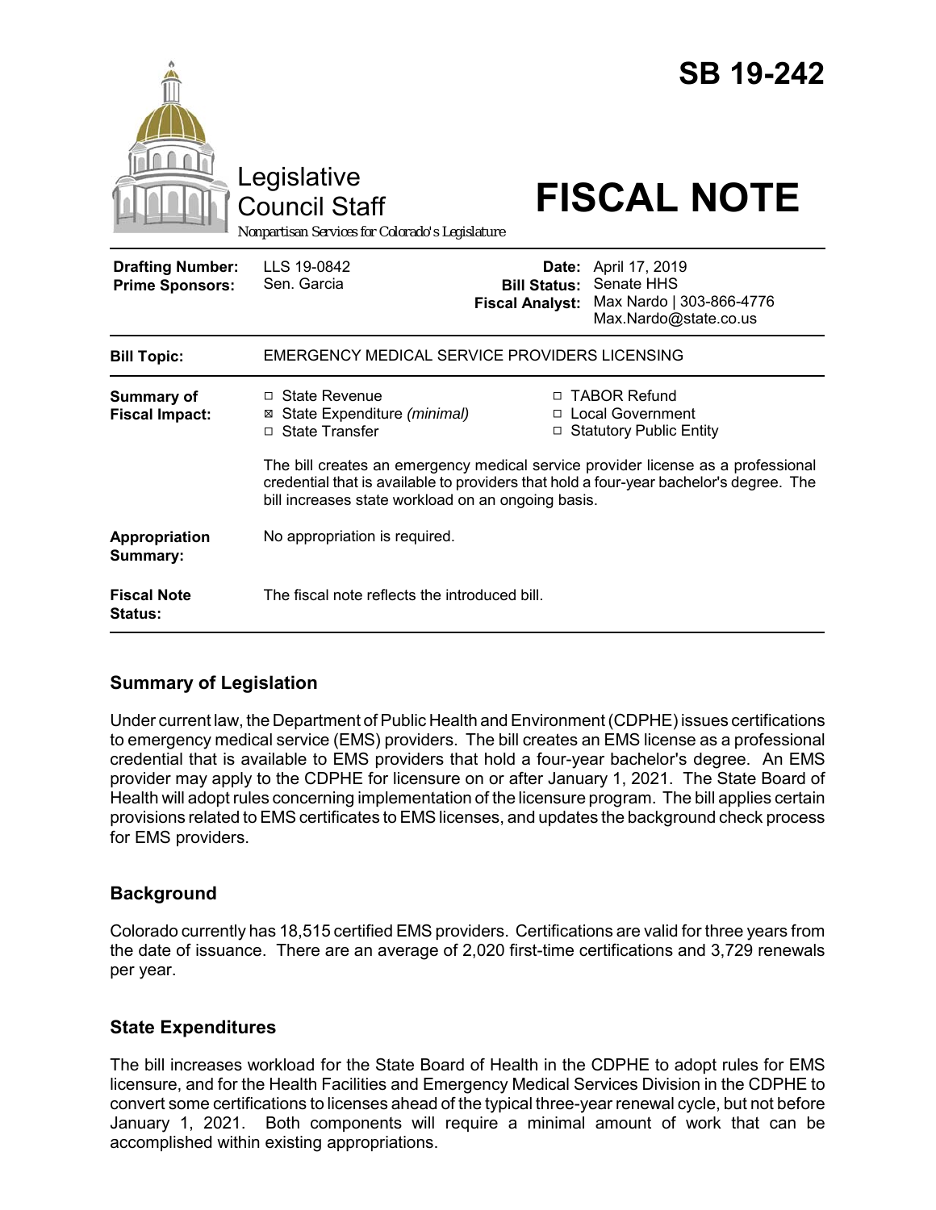# SB 19-242

Legislative Council Staff

Nonpartisan Services for Colorado's Legislature

# FISCAL NOTE

| | | | |
|---|---|---|---|
| **Drafting Number:** | LLS 19-0842 | **Date:** | April 17, 2019 |
| **Prime Sponsors:** | Sen. Garcia | **Bill Status:** | Senate HHS |
| | | **Fiscal Analyst:** | Max Nardo \| 303-866-4776 Max.Nardo@state.co.us |

| | |
|---|---|
| **Bill Topic:** | EMERGENCY MEDICAL SERVICE PROVIDERS LICENSING |
| **Summary of Fiscal Impact:** | ☐ State Revenue ☒ State Expenditure *(minimal)* ☐ State Transfer ☐ TABOR Refund ☐ Local Government ☐ Statutory Public Entity<br><br>The bill creates an emergency medical service provider license as a professional credential that is available to providers that hold a four-year bachelor's degree. The bill increases state workload on an ongoing basis. |
| **Appropriation Summary:** | No appropriation is required. |
| **Fiscal Note Status:** | The fiscal note reflects the introduced bill. |

## Summary of Legislation

Under current law, the Department of Public Health and Environment (CDPHE) issues certifications to emergency medical service (EMS) providers. The bill creates an EMS license as a professional credential that is available to EMS providers that hold a four-year bachelor's degree. An EMS provider may apply to the CDPHE for licensure on or after January 1, 2021. The State Board of Health will adopt rules concerning implementation of the licensure program. The bill applies certain provisions related to EMS certificates to EMS licenses, and updates the background check process for EMS providers.

## Background

Colorado currently has 18,515 certified EMS providers. Certifications are valid for three years from the date of issuance. There are an average of 2,020 first-time certifications and 3,729 renewals per year.

## State Expenditures

The bill increases workload for the State Board of Health in the CDPHE to adopt rules for EMS licensure, and for the Health Facilities and Emergency Medical Services Division in the CDPHE to convert some certifications to licenses ahead of the typical three-year renewal cycle, but not before January 1, 2021. Both components will require a minimal amount of work that can be accomplished within existing appropriations.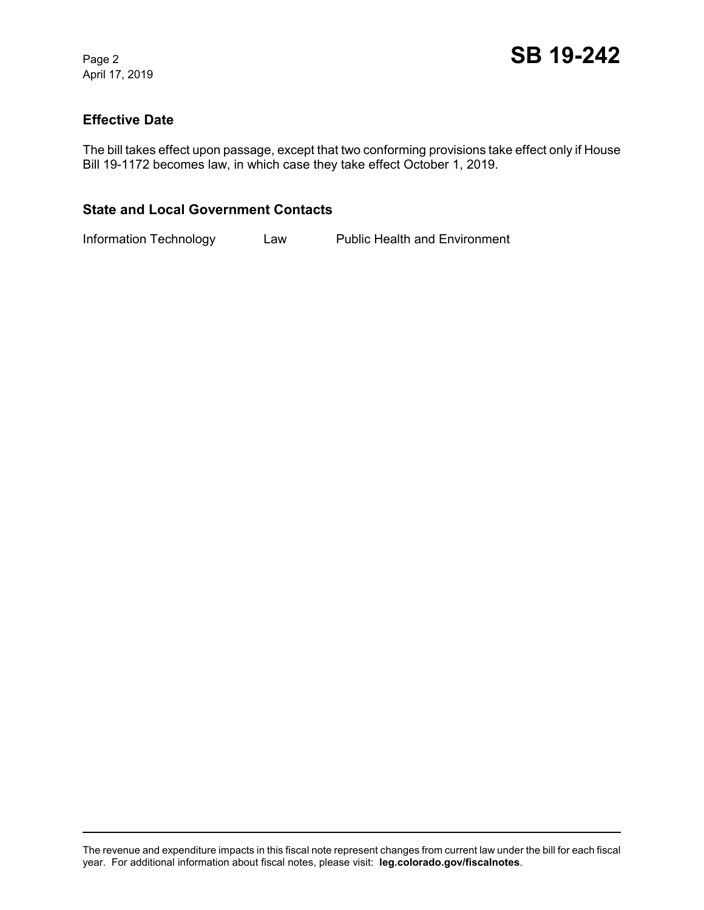## Effective Date

The bill takes effect upon passage, except that two conforming provisions take effect only if House Bill 19-1172 becomes law, in which case they take effect October 1, 2019.

## State and Local Government Contacts

Information Technology Law Public Health and Environment

The revenue and expenditure impacts in this fiscal note represent changes from current law under the bill for each fiscal year. For additional information about fiscal notes, please visit: **leg.colorado.gov/fiscalnotes**.